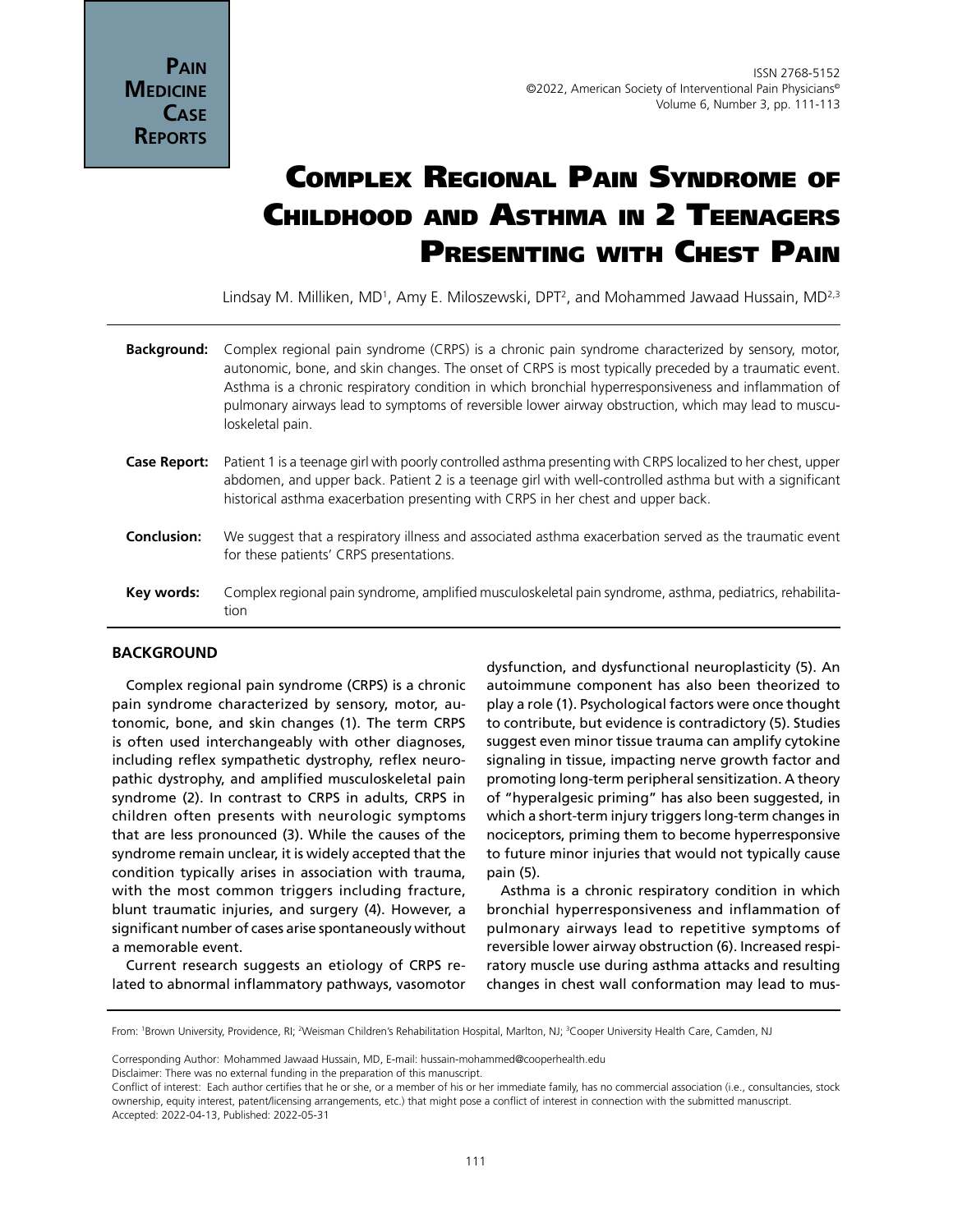# Complex Regional Pain Syndrome of Childhood and Asthma in 2 Teenagers Presenting with Chest Pain

Lindsay M. Milliken, MD[1], Amy E. Miloszewski, DPT[2], and Mohammed Jawaad Hussain, MD[2,3]

**Background:** Complex regional pain syndrome (CRPS) is a chronic pain syndrome characterized by sensory, motor, autonomic, bone, and skin changes. The onset of CRPS is most typically preceded by a traumatic event. Asthma is a chronic respiratory condition in which bronchial hyperresponsiveness and inflammation of pulmonary airways lead to symptoms of reversible lower airway obstruction, which may lead to musculoskeletal pain.

**Case Report:** Patient 1 is a teenage girl with poorly controlled asthma presenting with CRPS localized to her chest, upper abdomen, and upper back. Patient 2 is a teenage girl with well-controlled asthma but with a significant historical asthma exacerbation presenting with CRPS in her chest and upper back.

**Conclusion:** We suggest that a respiratory illness and associated asthma exacerbation served as the traumatic event for these patients' CRPS presentations.

**Key words:** Complex regional pain syndrome, amplified musculoskeletal pain syndrome, asthma, pediatrics, rehabilitation

## BACKGROUND

Complex regional pain syndrome (CRPS) is a chronic pain syndrome characterized by sensory, motor, autonomic, bone, and skin changes (1). The term CRPS is often used interchangeably with other diagnoses, including reflex sympathetic dystrophy, reflex neuropathic dystrophy, and amplified musculoskeletal pain syndrome (2). In contrast to CRPS in adults, CRPS in children often presents with neurologic symptoms that are less pronounced (3). While the causes of the syndrome remain unclear, it is widely accepted that the condition typically arises in association with trauma, with the most common triggers including fracture, blunt traumatic injuries, and surgery (4). However, a significant number of cases arise spontaneously without a memorable event.

Current research suggests an etiology of CRPS related to abnormal inflammatory pathways, vasomotor dysfunction, and dysfunctional neuroplasticity (5). An autoimmune component has also been theorized to play a role (1). Psychological factors were once thought to contribute, but evidence is contradictory (5). Studies suggest even minor tissue trauma can amplify cytokine signaling in tissue, impacting nerve growth factor and promoting long-term peripheral sensitization. A theory of "hyperalgesic priming" has also been suggested, in which a short-term injury triggers long-term changes in nociceptors, priming them to become hyperresponsive to future minor injuries that would not typically cause pain (5).

Asthma is a chronic respiratory condition in which bronchial hyperresponsiveness and inflammation of pulmonary airways lead to repetitive symptoms of reversible lower airway obstruction (6). Increased respiratory muscle use during asthma attacks and resulting changes in chest wall conformation may lead to mus-

From: [1]Brown University, Providence, RI; [2]Weisman Children's Rehabilitation Hospital, Marlton, NJ; [3]Cooper University Health Care, Camden, NJ

Corresponding Author: Mohammed Jawaad Hussain, MD, E-mail: hussain-mohammed@cooperhealth.edu

Disclaimer: There was no external funding in the preparation of this manuscript.

Conflict of interest: Each author certifies that he or she, or a member of his or her immediate family, has no commercial association (i.e., consultancies, stock ownership, equity interest, patent/licensing arrangements, etc.) that might pose a conflict of interest in connection with the submitted manuscript.

Accepted: 2022-04-13, Published: 2022-05-31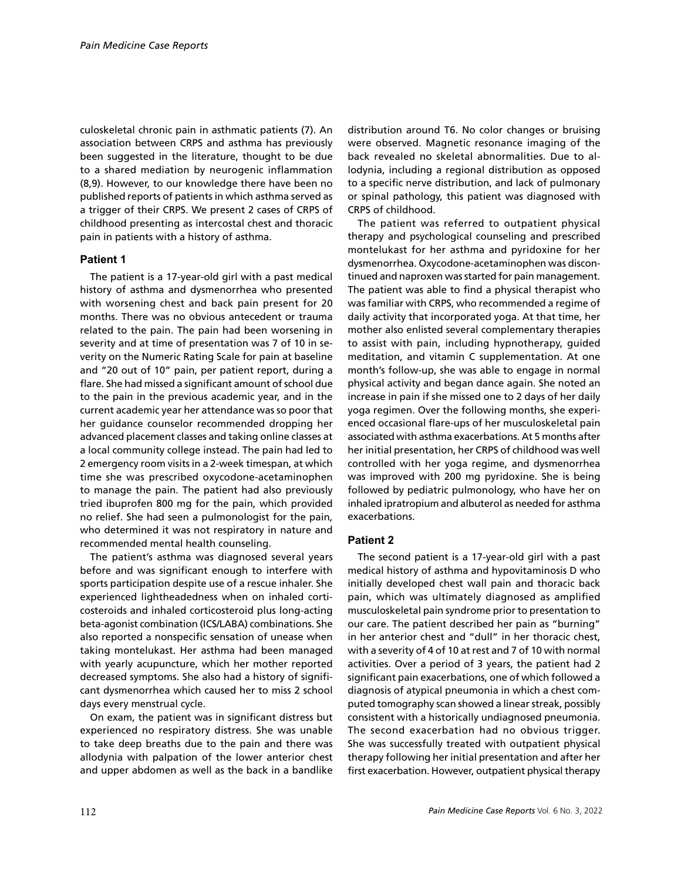culoskeletal chronic pain in asthmatic patients (7). An association between CRPS and asthma has previously been suggested in the literature, thought to be due to a shared mediation by neurogenic inflammation (8,9). However, to our knowledge there have been no published reports of patients in which asthma served as a trigger of their CRPS. We present 2 cases of CRPS of childhood presenting as intercostal chest and thoracic pain in patients with a history of asthma.

### Patient 1

The patient is a 17-year-old girl with a past medical history of asthma and dysmenorrhea who presented with worsening chest and back pain present for 20 months. There was no obvious antecedent or trauma related to the pain. The pain had been worsening in severity and at time of presentation was 7 of 10 in severity on the Numeric Rating Scale for pain at baseline and "20 out of 10" pain, per patient report, during a flare. She had missed a significant amount of school due to the pain in the previous academic year, and in the current academic year her attendance was so poor that her guidance counselor recommended dropping her advanced placement classes and taking online classes at a local community college instead. The pain had led to 2 emergency room visits in a 2-week timespan, at which time she was prescribed oxycodone-acetaminophen to manage the pain. The patient had also previously tried ibuprofen 800 mg for the pain, which provided no relief. She had seen a pulmonologist for the pain, who determined it was not respiratory in nature and recommended mental health counseling.

The patient's asthma was diagnosed several years before and was significant enough to interfere with sports participation despite use of a rescue inhaler. She experienced lightheadedness when on inhaled corticosteroids and inhaled corticosteroid plus long-acting beta-agonist combination (ICS/LABA) combinations. She also reported a nonspecific sensation of unease when taking montelukast. Her asthma had been managed with yearly acupuncture, which her mother reported decreased symptoms. She also had a history of significant dysmenorrhea which caused her to miss 2 school days every menstrual cycle.

On exam, the patient was in significant distress but experienced no respiratory distress. She was unable to take deep breaths due to the pain and there was allodynia with palpation of the lower anterior chest and upper abdomen as well as the back in a bandlike distribution around T6. No color changes or bruising were observed. Magnetic resonance imaging of the back revealed no skeletal abnormalities. Due to allodynia, including a regional distribution as opposed to a specific nerve distribution, and lack of pulmonary or spinal pathology, this patient was diagnosed with CRPS of childhood.

The patient was referred to outpatient physical therapy and psychological counseling and prescribed montelukast for her asthma and pyridoxine for her dysmenorrhea. Oxycodone-acetaminophen was discontinued and naproxen was started for pain management. The patient was able to find a physical therapist who was familiar with CRPS, who recommended a regime of daily activity that incorporated yoga. At that time, her mother also enlisted several complementary therapies to assist with pain, including hypnotherapy, guided meditation, and vitamin C supplementation. At one month's follow-up, she was able to engage in normal physical activity and began dance again. She noted an increase in pain if she missed one to 2 days of her daily yoga regimen. Over the following months, she experienced occasional flare-ups of her musculoskeletal pain associated with asthma exacerbations. At 5 months after her initial presentation, her CRPS of childhood was well controlled with her yoga regime, and dysmenorrhea was improved with 200 mg pyridoxine. She is being followed by pediatric pulmonology, who have her on inhaled ipratropium and albuterol as needed for asthma exacerbations.

### Patient 2

The second patient is a 17-year-old girl with a past medical history of asthma and hypovitaminosis D who initially developed chest wall pain and thoracic back pain, which was ultimately diagnosed as amplified musculoskeletal pain syndrome prior to presentation to our care. The patient described her pain as "burning" in her anterior chest and "dull" in her thoracic chest, with a severity of 4 of 10 at rest and 7 of 10 with normal activities. Over a period of 3 years, the patient had 2 significant pain exacerbations, one of which followed a diagnosis of atypical pneumonia in which a chest computed tomography scan showed a linear streak, possibly consistent with a historically undiagnosed pneumonia. The second exacerbation had no obvious trigger. She was successfully treated with outpatient physical therapy following her initial presentation and after her first exacerbation. However, outpatient physical therapy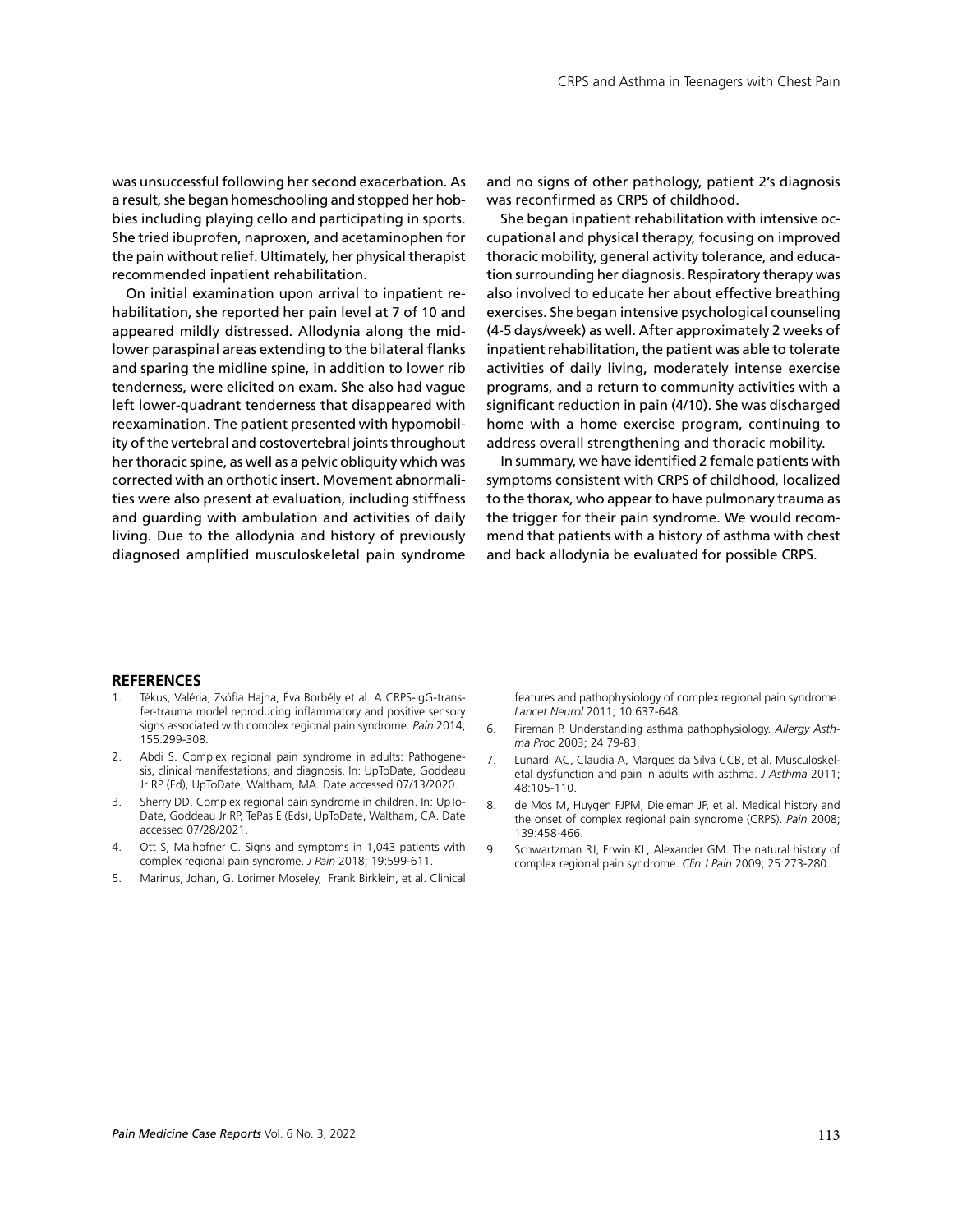was unsuccessful following her second exacerbation. As a result, she began homeschooling and stopped her hobbies including playing cello and participating in sports. She tried ibuprofen, naproxen, and acetaminophen for the pain without relief. Ultimately, her physical therapist recommended inpatient rehabilitation.

On initial examination upon arrival to inpatient rehabilitation, she reported her pain level at 7 of 10 and appeared mildly distressed. Allodynia along the mid-lower paraspinal areas extending to the bilateral flanks and sparing the midline spine, in addition to lower rib tenderness, were elicited on exam. She also had vague left lower-quadrant tenderness that disappeared with reexamination. The patient presented with hypomobility of the vertebral and costovertebral joints throughout her thoracic spine, as well as a pelvic obliquity which was corrected with an orthotic insert. Movement abnormalities were also present at evaluation, including stiffness and guarding with ambulation and activities of daily living. Due to the allodynia and history of previously diagnosed amplified musculoskeletal pain syndrome and no signs of other pathology, patient 2's diagnosis was reconfirmed as CRPS of childhood.

She began inpatient rehabilitation with intensive occupational and physical therapy, focusing on improved thoracic mobility, general activity tolerance, and education surrounding her diagnosis. Respiratory therapy was also involved to educate her about effective breathing exercises. She began intensive psychological counseling (4-5 days/week) as well. After approximately 2 weeks of inpatient rehabilitation, the patient was able to tolerate activities of daily living, moderately intense exercise programs, and a return to community activities with a significant reduction in pain (4/10). She was discharged home with a home exercise program, continuing to address overall strengthening and thoracic mobility.

In summary, we have identified 2 female patients with symptoms consistent with CRPS of childhood, localized to the thorax, who appear to have pulmonary trauma as the trigger for their pain syndrome. We would recommend that patients with a history of asthma with chest and back allodynia be evaluated for possible CRPS.

## REFERENCES

1. Tékus, Valéria, Zsófia Hajna, Éva Borbély et al. A CRPS-IgG-transfer-trauma model reproducing inflammatory and positive sensory signs associated with complex regional pain syndrome. *Pain* 2014; 155:299-308.
2. Abdi S. Complex regional pain syndrome in adults: Pathogenesis, clinical manifestations, and diagnosis. In: UpToDate, Goddeau Jr RP (Ed), UpToDate, Waltham, MA. Date accessed 07/13/2020.
3. Sherry DD. Complex regional pain syndrome in children. In: UpToDate, Goddeau Jr RP, TePas E (Eds), UpToDate, Waltham, CA. Date accessed 07/28/2021.
4. Ott S, Maihofner C. Signs and symptoms in 1,043 patients with complex regional pain syndrome. *J Pain* 2018; 19:599-611.
5. Marinus, Johan, G. Lorimer Moseley, Frank Birklein, et al. Clinical features and pathophysiology of complex regional pain syndrome. *Lancet Neurol* 2011; 10:637-648.
6. Fireman P. Understanding asthma pathophysiology. *Allergy Asthma Proc* 2003; 24:79-83.
7. Lunardi AC, Claudia A, Marques da Silva CCB, et al. Musculoskeletal dysfunction and pain in adults with asthma. *J Asthma* 2011; 48:105-110.
8. de Mos M, Huygen FJPM, Dieleman JP, et al. Medical history and the onset of complex regional pain syndrome (CRPS). *Pain* 2008; 139:458-466.
9. Schwartzman RJ, Erwin KL, Alexander GM. The natural history of complex regional pain syndrome. *Clin J Pain* 2009; 25:273-280.